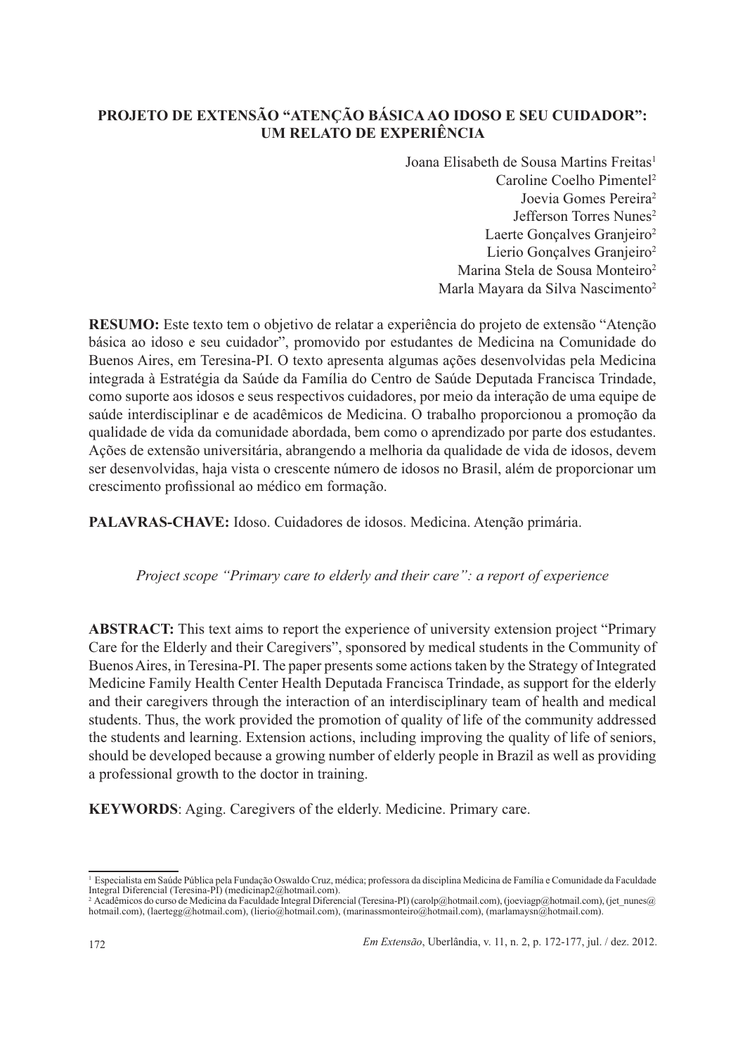# PROJETO DE EXTENSÃO "ATENÇÃO BÁSICA AO IDOSO E SEU CUIDADOR": UM RELATO DE EXPERIÊNCIA

Joana Elisabeth de Sousa Martins Freitas[1]
Caroline Coelho Pimentel[2]
Joevia Gomes Pereira[2]
Jefferson Torres Nunes[2]
Laerte Gonçalves Granjeiro[2]
Lierio Gonçalves Granjeiro[2]
Marina Stela de Sousa Monteiro[2]
Marla Mayara da Silva Nascimento[2]

**RESUMO:** Este texto tem o objetivo de relatar a experiência do projeto de extensão "Atenção básica ao idoso e seu cuidador", promovido por estudantes de Medicina na Comunidade do Buenos Aires, em Teresina-PI. O texto apresenta algumas ações desenvolvidas pela Medicina integrada à Estratégia da Saúde da Família do Centro de Saúde Deputada Francisca Trindade, como suporte aos idosos e seus respectivos cuidadores, por meio da interação de uma equipe de saúde interdisciplinar e de acadêmicos de Medicina. O trabalho proporcionou a promoção da qualidade de vida da comunidade abordada, bem como o aprendizado por parte dos estudantes. Ações de extensão universitária, abrangendo a melhoria da qualidade de vida de idosos, devem ser desenvolvidas, haja vista o crescente número de idosos no Brasil, além de proporcionar um crescimento profissional ao médico em formação.

**PALAVRAS-CHAVE:** Idoso. Cuidadores de idosos. Medicina. Atenção primária.

*Project scope "Primary care to elderly and their care": a report of experience*

**ABSTRACT:** This text aims to report the experience of university extension project "Primary Care for the Elderly and their Caregivers", sponsored by medical students in the Community of Buenos Aires, in Teresina-PI. The paper presents some actions taken by the Strategy of Integrated Medicine Family Health Center Health Deputada Francisca Trindade, as support for the elderly and their caregivers through the interaction of an interdisciplinary team of health and medical students. Thus, the work provided the promotion of quality of life of the community addressed the students and learning. Extension actions, including improving the quality of life of seniors, should be developed because a growing number of elderly people in Brazil as well as providing a professional growth to the doctor in training.

**KEYWORDS**: Aging. Caregivers of the elderly. Medicine. Primary care.

---

[1] Especialista em Saúde Pública pela Fundação Oswaldo Cruz, médica; professora da disciplina Medicina de Família e Comunidade da Faculdade Integral Diferencial (Teresina-PI) (medicinap2@hotmail.com).

[2] Acadêmicos do curso de Medicina da Faculdade Integral Diferencial (Teresina-PI) (carolp@hotmail.com), (joeviagp@hotmail.com), (jet_nunes@hotmail.com), (laertegg@hotmail.com), (lierio@hotmail.com), (marinassmonteiro@hotmail.com), (marlamaysn@hotmail.com).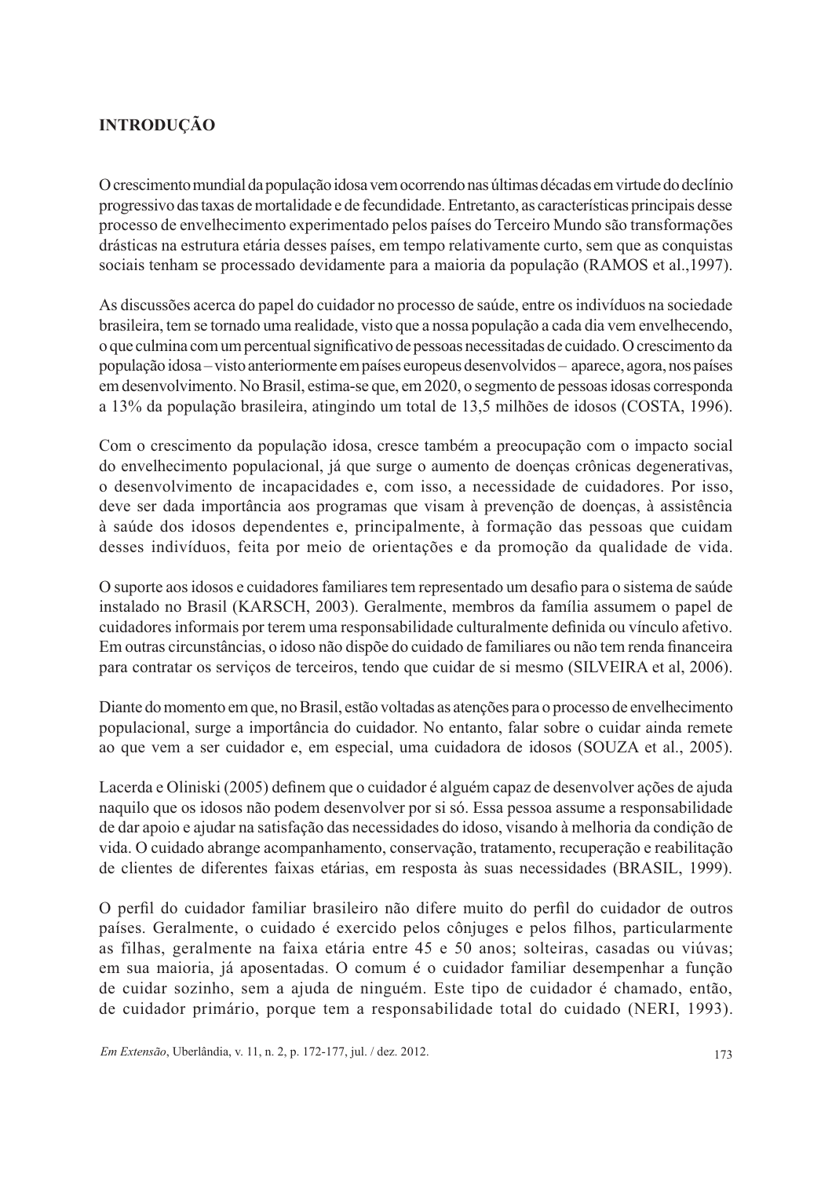## INTRODUÇÃO

O crescimento mundial da população idosa vem ocorrendo nas últimas décadas em virtude do declínio progressivo das taxas de mortalidade e de fecundidade. Entretanto, as características principais desse processo de envelhecimento experimentado pelos países do Terceiro Mundo são transformações drásticas na estrutura etária desses países, em tempo relativamente curto, sem que as conquistas sociais tenham se processado devidamente para a maioria da população (RAMOS et al.,1997).

As discussões acerca do papel do cuidador no processo de saúde, entre os indivíduos na sociedade brasileira, tem se tornado uma realidade, visto que a nossa população a cada dia vem envelhecendo, o que culmina com um percentual significativo de pessoas necessitadas de cuidado. O crescimento da população idosa – visto anteriormente em países europeus desenvolvidos – aparece, agora, nos países em desenvolvimento. No Brasil, estima-se que, em 2020, o segmento de pessoas idosas corresponda a 13% da população brasileira, atingindo um total de 13,5 milhões de idosos (COSTA, 1996).

Com o crescimento da população idosa, cresce também a preocupação com o impacto social do envelhecimento populacional, já que surge o aumento de doenças crônicas degenerativas, o desenvolvimento de incapacidades e, com isso, a necessidade de cuidadores. Por isso, deve ser dada importância aos programas que visam à prevenção de doenças, à assistência à saúde dos idosos dependentes e, principalmente, à formação das pessoas que cuidam desses indivíduos, feita por meio de orientações e da promoção da qualidade de vida.

O suporte aos idosos e cuidadores familiares tem representado um desafio para o sistema de saúde instalado no Brasil (KARSCH, 2003). Geralmente, membros da família assumem o papel de cuidadores informais por terem uma responsabilidade culturalmente definida ou vínculo afetivo. Em outras circunstâncias, o idoso não dispõe do cuidado de familiares ou não tem renda financeira para contratar os serviços de terceiros, tendo que cuidar de si mesmo (SILVEIRA et al, 2006).

Diante do momento em que, no Brasil, estão voltadas as atenções para o processo de envelhecimento populacional, surge a importância do cuidador. No entanto, falar sobre o cuidar ainda remete ao que vem a ser cuidador e, em especial, uma cuidadora de idosos (SOUZA et al., 2005).

Lacerda e Oliniski (2005) definem que o cuidador é alguém capaz de desenvolver ações de ajuda naquilo que os idosos não podem desenvolver por si só. Essa pessoa assume a responsabilidade de dar apoio e ajudar na satisfação das necessidades do idoso, visando à melhoria da condição de vida. O cuidado abrange acompanhamento, conservação, tratamento, recuperação e reabilitação de clientes de diferentes faixas etárias, em resposta às suas necessidades (BRASIL, 1999).

O perfil do cuidador familiar brasileiro não difere muito do perfil do cuidador de outros países. Geralmente, o cuidado é exercido pelos cônjuges e pelos filhos, particularmente as filhas, geralmente na faixa etária entre 45 e 50 anos; solteiras, casadas ou viúvas; em sua maioria, já aposentadas. O comum é o cuidador familiar desempenhar a função de cuidar sozinho, sem a ajuda de ninguém. Este tipo de cuidador é chamado, então, de cuidador primário, porque tem a responsabilidade total do cuidado (NERI, 1993).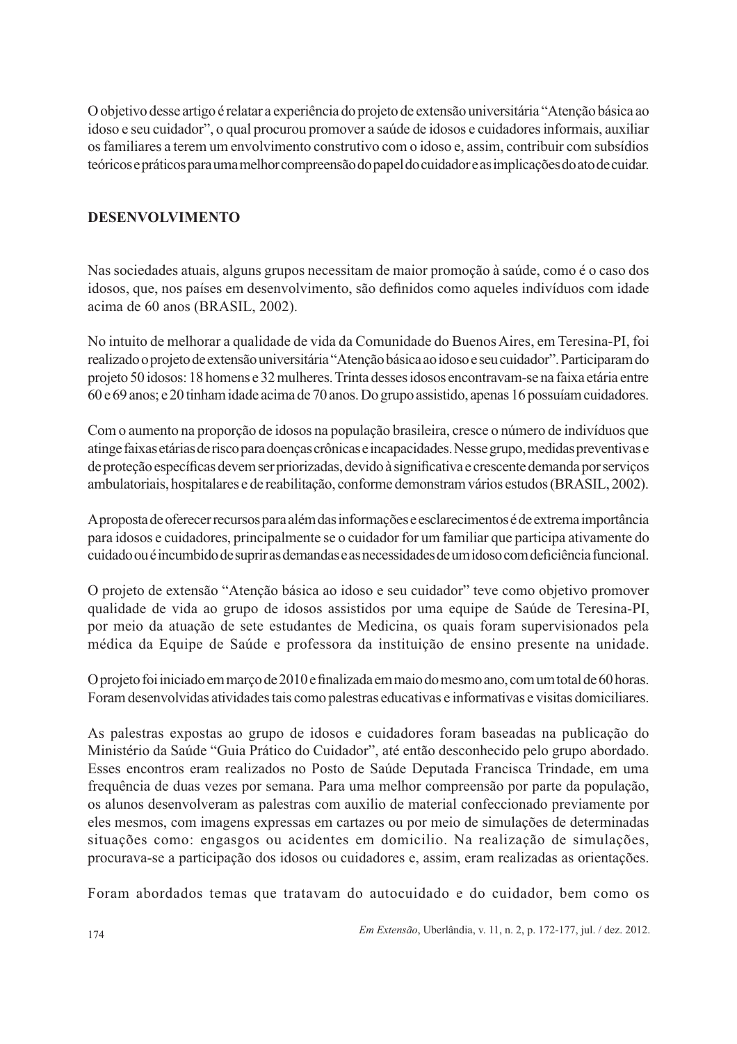O objetivo desse artigo é relatar a experiência do projeto de extensão universitária "Atenção básica ao idoso e seu cuidador", o qual procurou promover a saúde de idosos e cuidadores informais, auxiliar os familiares a terem um envolvimento construtivo com o idoso e, assim, contribuir com subsídios teóricos e práticos para uma melhor compreensão do papel do cuidador e as implicações do ato de cuidar.

## DESENVOLVIMENTO

Nas sociedades atuais, alguns grupos necessitam de maior promoção à saúde, como é o caso dos idosos, que, nos países em desenvolvimento, são definidos como aqueles indivíduos com idade acima de 60 anos (BRASIL, 2002).

No intuito de melhorar a qualidade de vida da Comunidade do Buenos Aires, em Teresina-PI, foi realizado o projeto de extensão universitária "Atenção básica ao idoso e seu cuidador". Participaram do projeto 50 idosos: 18 homens e 32 mulheres. Trinta desses idosos encontravam-se na faixa etária entre 60 e 69 anos; e 20 tinham idade acima de 70 anos. Do grupo assistido, apenas 16 possuíam cuidadores.

Com o aumento na proporção de idosos na população brasileira, cresce o número de indivíduos que atinge faixas etárias de risco para doenças crônicas e incapacidades. Nesse grupo, medidas preventivas e de proteção específicas devem ser priorizadas, devido à significativa e crescente demanda por serviços ambulatoriais, hospitalares e de reabilitação, conforme demonstram vários estudos (BRASIL, 2002).

A proposta de oferecer recursos para além das informações e esclarecimentos é de extrema importância para idosos e cuidadores, principalmente se o cuidador for um familiar que participa ativamente do cuidado ou é incumbido de suprir as demandas e as necessidades de um idoso com deficiência funcional.

O projeto de extensão "Atenção básica ao idoso e seu cuidador" teve como objetivo promover qualidade de vida ao grupo de idosos assistidos por uma equipe de Saúde de Teresina-PI, por meio da atuação de sete estudantes de Medicina, os quais foram supervisionados pela médica da Equipe de Saúde e professora da instituição de ensino presente na unidade.

O projeto foi iniciado em março de 2010 e finalizada em maio do mesmo ano, com um total de 60 horas. Foram desenvolvidas atividades tais como palestras educativas e informativas e visitas domiciliares.

As palestras expostas ao grupo de idosos e cuidadores foram baseadas na publicação do Ministério da Saúde "Guia Prático do Cuidador", até então desconhecido pelo grupo abordado. Esses encontros eram realizados no Posto de Saúde Deputada Francisca Trindade, em uma frequência de duas vezes por semana. Para uma melhor compreensão por parte da população, os alunos desenvolveram as palestras com auxilio de material confeccionado previamente por eles mesmos, com imagens expressas em cartazes ou por meio de simulações de determinadas situações como: engasgos ou acidentes em domicilio. Na realização de simulações, procurava-se a participação dos idosos ou cuidadores e, assim, eram realizadas as orientações.

Foram abordados temas que tratavam do autocuidado e do cuidador, bem como os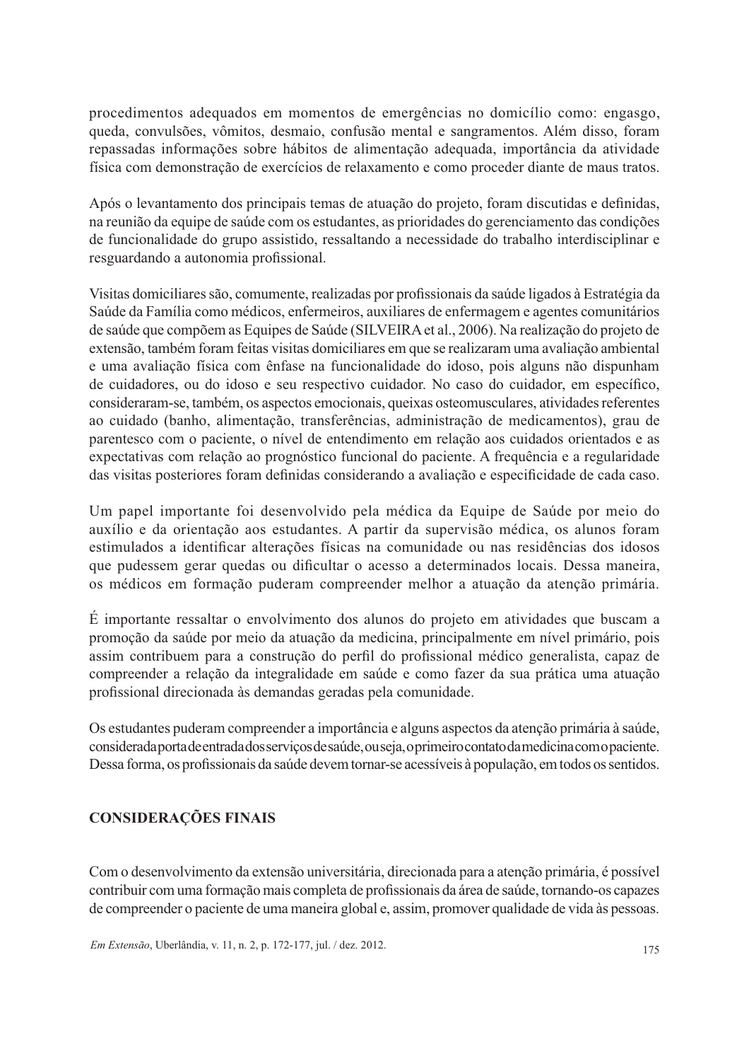procedimentos adequados em momentos de emergências no domicílio como: engasgo, queda, convulsões, vômitos, desmaio, confusão mental e sangramentos. Além disso, foram repassadas informações sobre hábitos de alimentação adequada, importância da atividade física com demonstração de exercícios de relaxamento e como proceder diante de maus tratos.

Após o levantamento dos principais temas de atuação do projeto, foram discutidas e definidas, na reunião da equipe de saúde com os estudantes, as prioridades do gerenciamento das condições de funcionalidade do grupo assistido, ressaltando a necessidade do trabalho interdisciplinar e resguardando a autonomia profissional.

Visitas domiciliares são, comumente, realizadas por profissionais da saúde ligados à Estratégia da Saúde da Família como médicos, enfermeiros, auxiliares de enfermagem e agentes comunitários de saúde que compõem as Equipes de Saúde (SILVEIRA et al., 2006). Na realização do projeto de extensão, também foram feitas visitas domiciliares em que se realizaram uma avaliação ambiental e uma avaliação física com ênfase na funcionalidade do idoso, pois alguns não dispunham de cuidadores, ou do idoso e seu respectivo cuidador. No caso do cuidador, em específico, consideraram-se, também, os aspectos emocionais, queixas osteomusculares, atividades referentes ao cuidado (banho, alimentação, transferências, administração de medicamentos), grau de parentesco com o paciente, o nível de entendimento em relação aos cuidados orientados e as expectativas com relação ao prognóstico funcional do paciente. A frequência e a regularidade das visitas posteriores foram definidas considerando a avaliação e especificidade de cada caso.

Um papel importante foi desenvolvido pela médica da Equipe de Saúde por meio do auxílio e da orientação aos estudantes. A partir da supervisão médica, os alunos foram estimulados a identificar alterações físicas na comunidade ou nas residências dos idosos que pudessem gerar quedas ou dificultar o acesso a determinados locais. Dessa maneira, os médicos em formação puderam compreender melhor a atuação da atenção primária.

É importante ressaltar o envolvimento dos alunos do projeto em atividades que buscam a promoção da saúde por meio da atuação da medicina, principalmente em nível primário, pois assim contribuem para a construção do perfil do profissional médico generalista, capaz de compreender a relação da integralidade em saúde e como fazer da sua prática uma atuação profissional direcionada às demandas geradas pela comunidade.

Os estudantes puderam compreender a importância e alguns aspectos da atenção primária à saúde, considerada porta de entrada dos serviços de saúde, ou seja, o primeiro contato da medicina com o paciente. Dessa forma, os profissionais da saúde devem tornar-se acessíveis à população, em todos os sentidos.

## CONSIDERAÇÕES FINAIS

Com o desenvolvimento da extensão universitária, direcionada para a atenção primária, é possível contribuir com uma formação mais completa de profissionais da área de saúde, tornando-os capazes de compreender o paciente de uma maneira global e, assim, promover qualidade de vida às pessoas.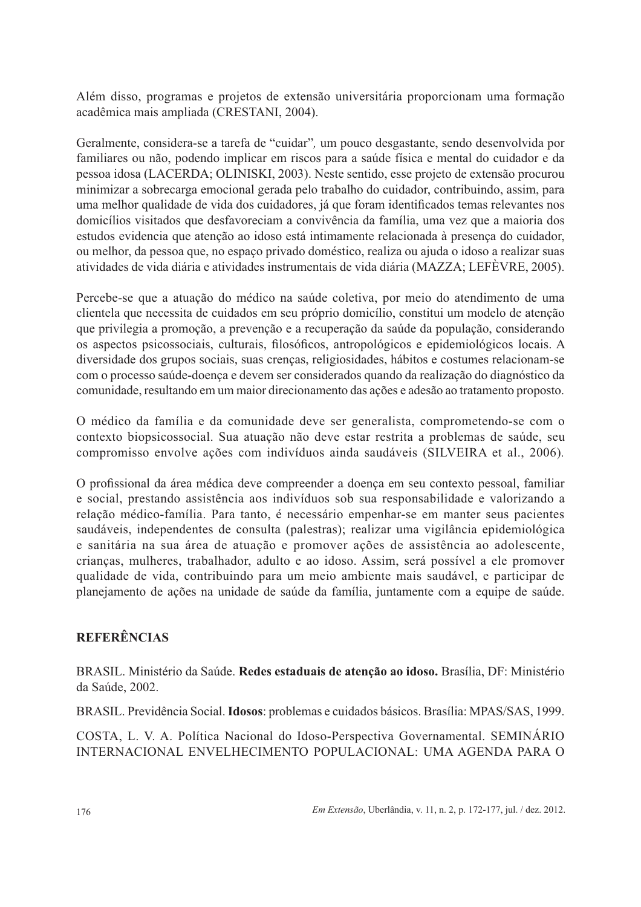Além disso, programas e projetos de extensão universitária proporcionam uma formação acadêmica mais ampliada (CRESTANI, 2004).

Geralmente, considera-se a tarefa de "cuidar"*,* um pouco desgastante, sendo desenvolvida por familiares ou não, podendo implicar em riscos para a saúde física e mental do cuidador e da pessoa idosa (LACERDA; OLINISKI, 2003). Neste sentido, esse projeto de extensão procurou minimizar a sobrecarga emocional gerada pelo trabalho do cuidador, contribuindo, assim, para uma melhor qualidade de vida dos cuidadores, já que foram identificados temas relevantes nos domicílios visitados que desfavoreciam a convivência da família, uma vez que a maioria dos estudos evidencia que atenção ao idoso está intimamente relacionada à presença do cuidador, ou melhor, da pessoa que, no espaço privado doméstico, realiza ou ajuda o idoso a realizar suas atividades de vida diária e atividades instrumentais de vida diária (MAZZA; LEFÈVRE, 2005).

Percebe-se que a atuação do médico na saúde coletiva, por meio do atendimento de uma clientela que necessita de cuidados em seu próprio domicílio, constitui um modelo de atenção que privilegia a promoção, a prevenção e a recuperação da saúde da população, considerando os aspectos psicossociais, culturais, filosóficos, antropológicos e epidemiológicos locais. A diversidade dos grupos sociais, suas crenças, religiosidades, hábitos e costumes relacionam-se com o processo saúde-doença e devem ser considerados quando da realização do diagnóstico da comunidade, resultando em um maior direcionamento das ações e adesão ao tratamento proposto.

O médico da família e da comunidade deve ser generalista, comprometendo-se com o contexto biopsicossocial. Sua atuação não deve estar restrita a problemas de saúde, seu compromisso envolve ações com indivíduos ainda saudáveis (SILVEIRA et al., 2006).

O profissional da área médica deve compreender a doença em seu contexto pessoal, familiar e social, prestando assistência aos indivíduos sob sua responsabilidade e valorizando a relação médico-família. Para tanto, é necessário empenhar-se em manter seus pacientes saudáveis, independentes de consulta (palestras); realizar uma vigilância epidemiológica e sanitária na sua área de atuação e promover ações de assistência ao adolescente, crianças, mulheres, trabalhador, adulto e ao idoso. Assim, será possível a ele promover qualidade de vida, contribuindo para um meio ambiente mais saudável, e participar de planejamento de ações na unidade de saúde da família, juntamente com a equipe de saúde.

## REFERÊNCIAS

BRASIL. Ministério da Saúde. **Redes estaduais de atenção ao idoso.** Brasília, DF: Ministério da Saúde, 2002.

BRASIL. Previdência Social. **Idosos**: problemas e cuidados básicos. Brasília: MPAS/SAS, 1999.

COSTA, L. V. A. Política Nacional do Idoso-Perspectiva Governamental. SEMINÁRIO INTERNACIONAL ENVELHECIMENTO POPULACIONAL: UMA AGENDA PARA O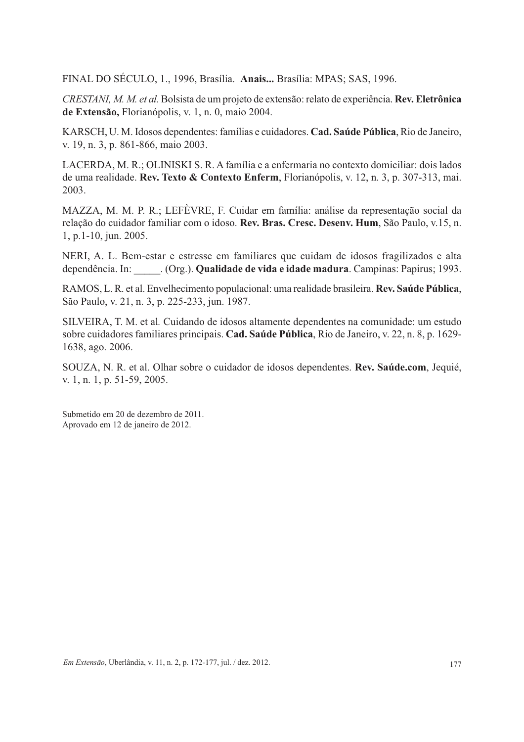FINAL DO SÉCULO, 1., 1996, Brasília. **Anais...** Brasília: MPAS; SAS, 1996.

*CRESTANI, M. M. et al.* Bolsista de um projeto de extensão: relato de experiência. **Rev. Eletrônica de Extensão,** Florianópolis, v. 1, n. 0, maio 2004.

KARSCH, U. M. Idosos dependentes: famílias e cuidadores. **Cad. Saúde Pública**, Rio de Janeiro, v. 19, n. 3, p. 861-866, maio 2003.

LACERDA, M. R.; OLINISKI S. R. A família e a enfermaria no contexto domiciliar: dois lados de uma realidade. **Rev. Texto & Contexto Enferm**, Florianópolis, v. 12, n. 3, p. 307-313, mai. 2003.

MAZZA, M. M. P. R.; LEFÈVRE, F. Cuidar em família: análise da representação social da relação do cuidador familiar com o idoso. **Rev. Bras. Cresc. Desenv. Hum**, São Paulo, v.15, n. 1, p.1-10, jun. 2005.

NERI, A. L. Bem-estar e estresse em familiares que cuidam de idosos fragilizados e alta dependência. In: _____. (Org.). **Qualidade de vida e idade madura**. Campinas: Papirus; 1993.

RAMOS, L. R. et al. Envelhecimento populacional: uma realidade brasileira. **Rev. Saúde Pública**, São Paulo, v. 21, n. 3, p. 225-233, jun. 1987.

SILVEIRA, T. M. et al*.* Cuidando de idosos altamente dependentes na comunidade: um estudo sobre cuidadores familiares principais. **Cad. Saúde Pública**, Rio de Janeiro, v. 22, n. 8, p. 1629-1638, ago. 2006.

SOUZA, N. R. et al. Olhar sobre o cuidador de idosos dependentes. **Rev. Saúde.com**, Jequié, v. 1, n. 1, p. 51-59, 2005.

Submetido em 20 de dezembro de 2011.
Aprovado em 12 de janeiro de 2012.